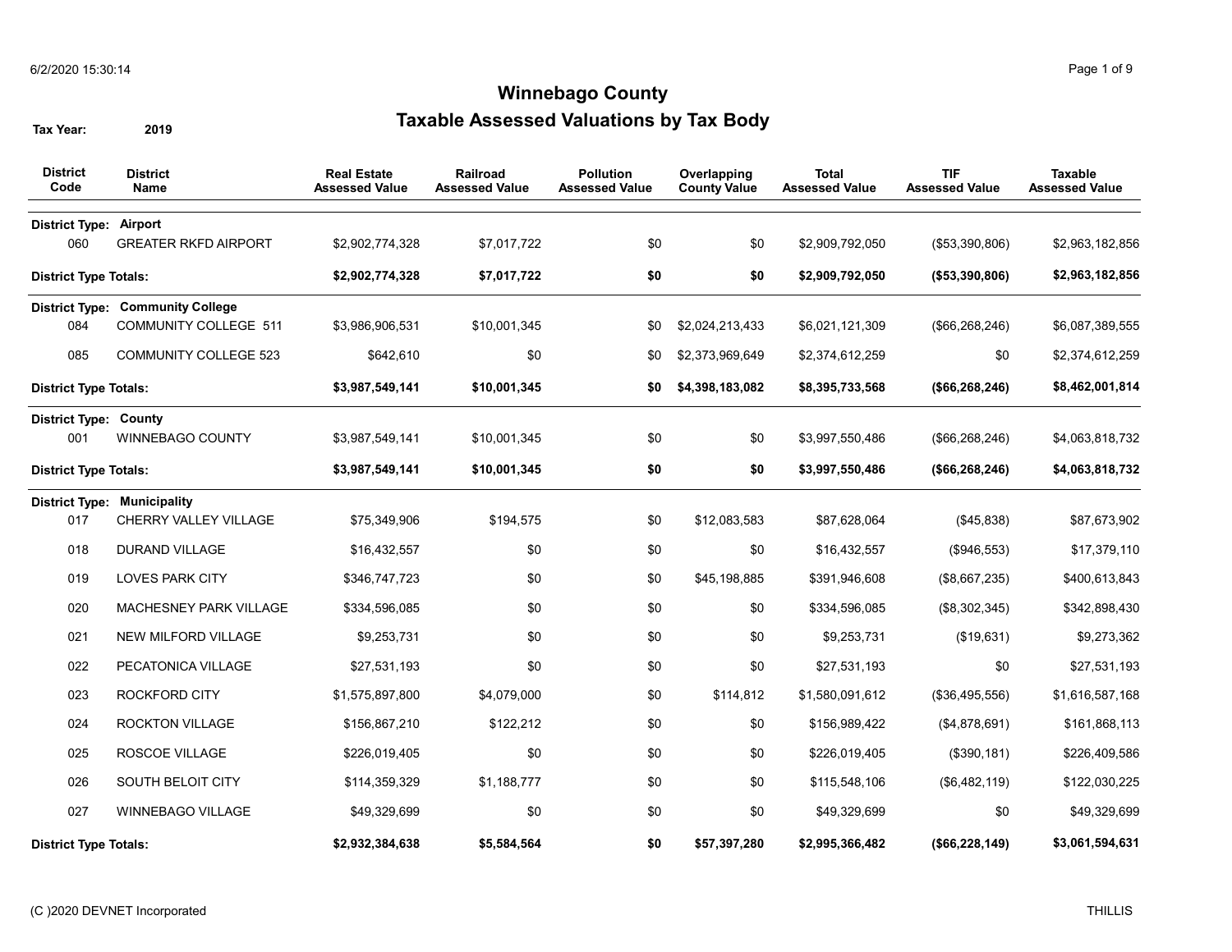# Winnebago County

## Taxable Assessed Valuations by Tax Body

**Tax Year:** 2019

| District Code | District Name | Real Estate Assessed Value | Railroad Assessed Value | Pollution Assessed Value | Overlapping County Value | Total Assessed Value | TIF Assessed Value | Taxable Assessed Value |
|---|---|---|---|---|---|---|---|---|
| **District Type:** | **Airport** | | | | | | | |
| 060 | GREATER RKFD AIRPORT | $2,902,774,328 | $7,017,722 | $0 | $0 | $2,909,792,050 | ($53,390,806) | $2,963,182,856 |
| **District Type Totals:** | | **$2,902,774,328** | **$7,017,722** | **$0** | **$0** | **$2,909,792,050** | **($53,390,806)** | **$2,963,182,856** |
| **District Type:** | **Community College** | | | | | | | |
| 084 | COMMUNITY COLLEGE 511 | $3,986,906,531 | $10,001,345 | $0 | $2,024,213,433 | $6,021,121,309 | ($66,268,246) | $6,087,389,555 |
| 085 | COMMUNITY COLLEGE 523 | $642,610 | $0 | $0 | $2,373,969,649 | $2,374,612,259 | $0 | $2,374,612,259 |
| **District Type Totals:** | | **$3,987,549,141** | **$10,001,345** | **$0** | **$4,398,183,082** | **$8,395,733,568** | **($66,268,246)** | **$8,462,001,814** |
| **District Type:** | **County** | | | | | | | |
| 001 | WINNEBAGO COUNTY | $3,987,549,141 | $10,001,345 | $0 | $0 | $3,997,550,486 | ($66,268,246) | $4,063,818,732 |
| **District Type Totals:** | | **$3,987,549,141** | **$10,001,345** | **$0** | **$0** | **$3,997,550,486** | **($66,268,246)** | **$4,063,818,732** |
| **District Type:** | **Municipality** | | | | | | | |
| 017 | CHERRY VALLEY VILLAGE | $75,349,906 | $194,575 | $0 | $12,083,583 | $87,628,064 | ($45,838) | $87,673,902 |
| 018 | DURAND VILLAGE | $16,432,557 | $0 | $0 | $0 | $16,432,557 | ($946,553) | $17,379,110 |
| 019 | LOVES PARK CITY | $346,747,723 | $0 | $0 | $45,198,885 | $391,946,608 | ($8,667,235) | $400,613,843 |
| 020 | MACHESNEY PARK VILLAGE | $334,596,085 | $0 | $0 | $0 | $334,596,085 | ($8,302,345) | $342,898,430 |
| 021 | NEW MILFORD VILLAGE | $9,253,731 | $0 | $0 | $0 | $9,253,731 | ($19,631) | $9,273,362 |
| 022 | PECATONICA VILLAGE | $27,531,193 | $0 | $0 | $0 | $27,531,193 | $0 | $27,531,193 |
| 023 | ROCKFORD CITY | $1,575,897,800 | $4,079,000 | $0 | $114,812 | $1,580,091,612 | ($36,495,556) | $1,616,587,168 |
| 024 | ROCKTON VILLAGE | $156,867,210 | $122,212 | $0 | $0 | $156,989,422 | ($4,878,691) | $161,868,113 |
| 025 | ROSCOE VILLAGE | $226,019,405 | $0 | $0 | $0 | $226,019,405 | ($390,181) | $226,409,586 |
| 026 | SOUTH BELOIT CITY | $114,359,329 | $1,188,777 | $0 | $0 | $115,548,106 | ($6,482,119) | $122,030,225 |
| 027 | WINNEBAGO VILLAGE | $49,329,699 | $0 | $0 | $0 | $49,329,699 | $0 | $49,329,699 |
| **District Type Totals:** | | **$2,932,384,638** | **$5,584,564** | **$0** | **$57,397,280** | **$2,995,366,482** | **($66,228,149)** | **$3,061,594,631** |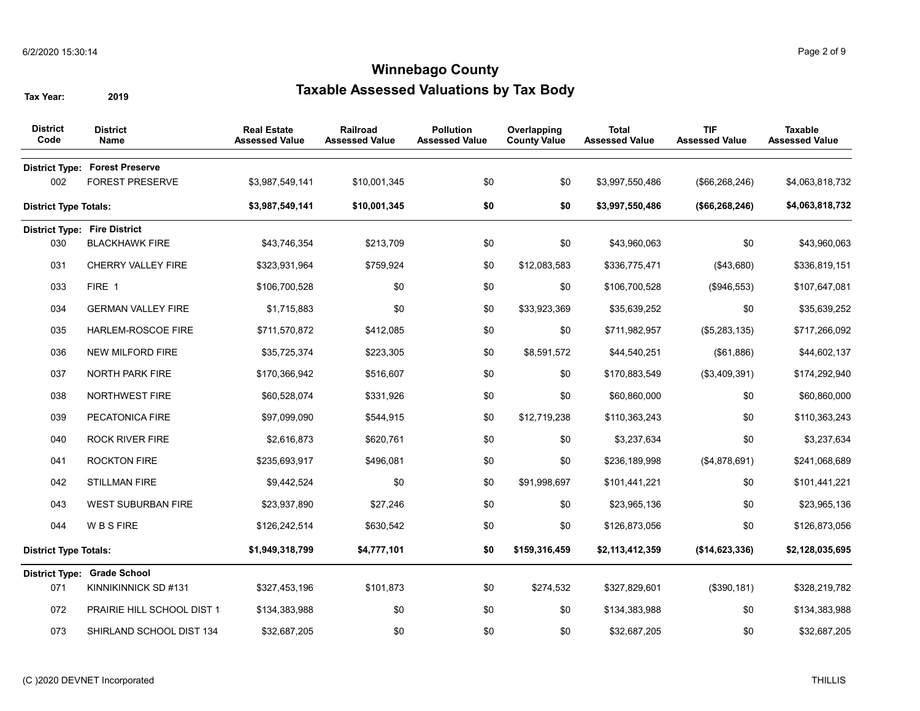# Winnebago County

## Taxable Assessed Valuations by Tax Body

**Tax Year:** 2019

| District Code | District Name | Real Estate Assessed Value | Railroad Assessed Value | Pollution Assessed Value | Overlapping County Value | Total Assessed Value | TIF Assessed Value | Taxable Assessed Value |
|---|---|---|---|---|---|---|---|---|
| **District Type: Forest Preserve** | | | | | | | | |
| 002 | FOREST PRESERVE | $3,987,549,141 | $10,001,345 | $0 | $0 | $3,997,550,486 | ($66,268,246) | $4,063,818,732 |
| **District Type Totals:** | | **$3,987,549,141** | **$10,001,345** | **$0** | **$0** | **$3,997,550,486** | **($66,268,246)** | **$4,063,818,732** |
| **District Type: Fire District** | | | | | | | | |
| 030 | BLACKHAWK FIRE | $43,746,354 | $213,709 | $0 | $0 | $43,960,063 | $0 | $43,960,063 |
| 031 | CHERRY VALLEY FIRE | $323,931,964 | $759,924 | $0 | $12,083,583 | $336,775,471 | ($43,680) | $336,819,151 |
| 033 | FIRE 1 | $106,700,528 | $0 | $0 | $0 | $106,700,528 | ($946,553) | $107,647,081 |
| 034 | GERMAN VALLEY FIRE | $1,715,883 | $0 | $0 | $33,923,369 | $35,639,252 | $0 | $35,639,252 |
| 035 | HARLEM-ROSCOE FIRE | $711,570,872 | $412,085 | $0 | $0 | $711,982,957 | ($5,283,135) | $717,266,092 |
| 036 | NEW MILFORD FIRE | $35,725,374 | $223,305 | $0 | $8,591,572 | $44,540,251 | ($61,886) | $44,602,137 |
| 037 | NORTH PARK FIRE | $170,366,942 | $516,607 | $0 | $0 | $170,883,549 | ($3,409,391) | $174,292,940 |
| 038 | NORTHWEST FIRE | $60,528,074 | $331,926 | $0 | $0 | $60,860,000 | $0 | $60,860,000 |
| 039 | PECATONICA FIRE | $97,099,090 | $544,915 | $0 | $12,719,238 | $110,363,243 | $0 | $110,363,243 |
| 040 | ROCK RIVER FIRE | $2,616,873 | $620,761 | $0 | $0 | $3,237,634 | $0 | $3,237,634 |
| 041 | ROCKTON FIRE | $235,693,917 | $496,081 | $0 | $0 | $236,189,998 | ($4,878,691) | $241,068,689 |
| 042 | STILLMAN FIRE | $9,442,524 | $0 | $0 | $91,998,697 | $101,441,221 | $0 | $101,441,221 |
| 043 | WEST SUBURBAN FIRE | $23,937,890 | $27,246 | $0 | $0 | $23,965,136 | $0 | $23,965,136 |
| 044 | W B S FIRE | $126,242,514 | $630,542 | $0 | $0 | $126,873,056 | $0 | $126,873,056 |
| **District Type Totals:** | | **$1,949,318,799** | **$4,777,101** | **$0** | **$159,316,459** | **$2,113,412,359** | **($14,623,336)** | **$2,128,035,695** |
| **District Type: Grade School** | | | | | | | | |
| 071 | KINNIKINNICK SD #131 | $327,453,196 | $101,873 | $0 | $274,532 | $327,829,601 | ($390,181) | $328,219,782 |
| 072 | PRAIRIE HILL SCHOOL DIST 1 | $134,383,988 | $0 | $0 | $0 | $134,383,988 | $0 | $134,383,988 |
| 073 | SHIRLAND SCHOOL DIST 134 | $32,687,205 | $0 | $0 | $0 | $32,687,205 | $0 | $32,687,205 |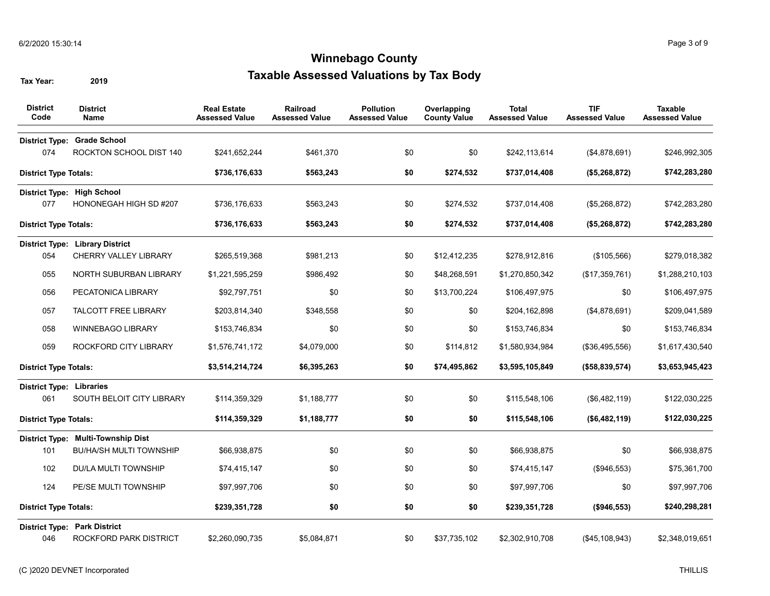# Winnebago County

## Taxable Assessed Valuations by Tax Body

**Tax Year:** 2019

| District Code | District Name | Real Estate Assessed Value | Railroad Assessed Value | Pollution Assessed Value | Overlapping County Value | Total Assessed Value | TIF Assessed Value | Taxable Assessed Value |
|---|---|---|---|---|---|---|---|---|
| **District Type:** | **Grade School** | | | | | | | |
| 074 | ROCKTON SCHOOL DIST 140 | $241,652,244 | $461,370 | $0 | $0 | $242,113,614 | ($4,878,691) | $246,992,305 |
| **District Type Totals:** | | **$736,176,633** | **$563,243** | **$0** | **$274,532** | **$737,014,408** | **($5,268,872)** | **$742,283,280** |
| **District Type:** | **High School** | | | | | | | |
| 077 | HONONEGAH HIGH SD #207 | $736,176,633 | $563,243 | $0 | $274,532 | $737,014,408 | ($5,268,872) | $742,283,280 |
| **District Type Totals:** | | **$736,176,633** | **$563,243** | **$0** | **$274,532** | **$737,014,408** | **($5,268,872)** | **$742,283,280** |
| **District Type:** | **Library District** | | | | | | | |
| 054 | CHERRY VALLEY LIBRARY | $265,519,368 | $981,213 | $0 | $12,412,235 | $278,912,816 | ($105,566) | $279,018,382 |
| 055 | NORTH SUBURBAN LIBRARY | $1,221,595,259 | $986,492 | $0 | $48,268,591 | $1,270,850,342 | ($17,359,761) | $1,288,210,103 |
| 056 | PECATONICA LIBRARY | $92,797,751 | $0 | $0 | $13,700,224 | $106,497,975 | $0 | $106,497,975 |
| 057 | TALCOTT FREE LIBRARY | $203,814,340 | $348,558 | $0 | $0 | $204,162,898 | ($4,878,691) | $209,041,589 |
| 058 | WINNEBAGO LIBRARY | $153,746,834 | $0 | $0 | $0 | $153,746,834 | $0 | $153,746,834 |
| 059 | ROCKFORD CITY LIBRARY | $1,576,741,172 | $4,079,000 | $0 | $114,812 | $1,580,934,984 | ($36,495,556) | $1,617,430,540 |
| **District Type Totals:** | | **$3,514,214,724** | **$6,395,263** | **$0** | **$74,495,862** | **$3,595,105,849** | **($58,839,574)** | **$3,653,945,423** |
| **District Type:** | **Libraries** | | | | | | | |
| 061 | SOUTH BELOIT CITY LIBRARY | $114,359,329 | $1,188,777 | $0 | $0 | $115,548,106 | ($6,482,119) | $122,030,225 |
| **District Type Totals:** | | **$114,359,329** | **$1,188,777** | **$0** | **$0** | **$115,548,106** | **($6,482,119)** | **$122,030,225** |
| **District Type:** | **Multi-Township Dist** | | | | | | | |
| 101 | BU/HA/SH MULTI TOWNSHIP | $66,938,875 | $0 | $0 | $0 | $66,938,875 | $0 | $66,938,875 |
| 102 | DU/LA MULTI TOWNSHIP | $74,415,147 | $0 | $0 | $0 | $74,415,147 | ($946,553) | $75,361,700 |
| 124 | PE/SE MULTI TOWNSHIP | $97,997,706 | $0 | $0 | $0 | $97,997,706 | $0 | $97,997,706 |
| **District Type Totals:** | | **$239,351,728** | **$0** | **$0** | **$0** | **$239,351,728** | **($946,553)** | **$240,298,281** |
| **District Type:** | **Park District** | | | | | | | |
| 046 | ROCKFORD PARK DISTRICT | $2,260,090,735 | $5,084,871 | $0 | $37,735,102 | $2,302,910,708 | ($45,108,943) | $2,348,019,651 |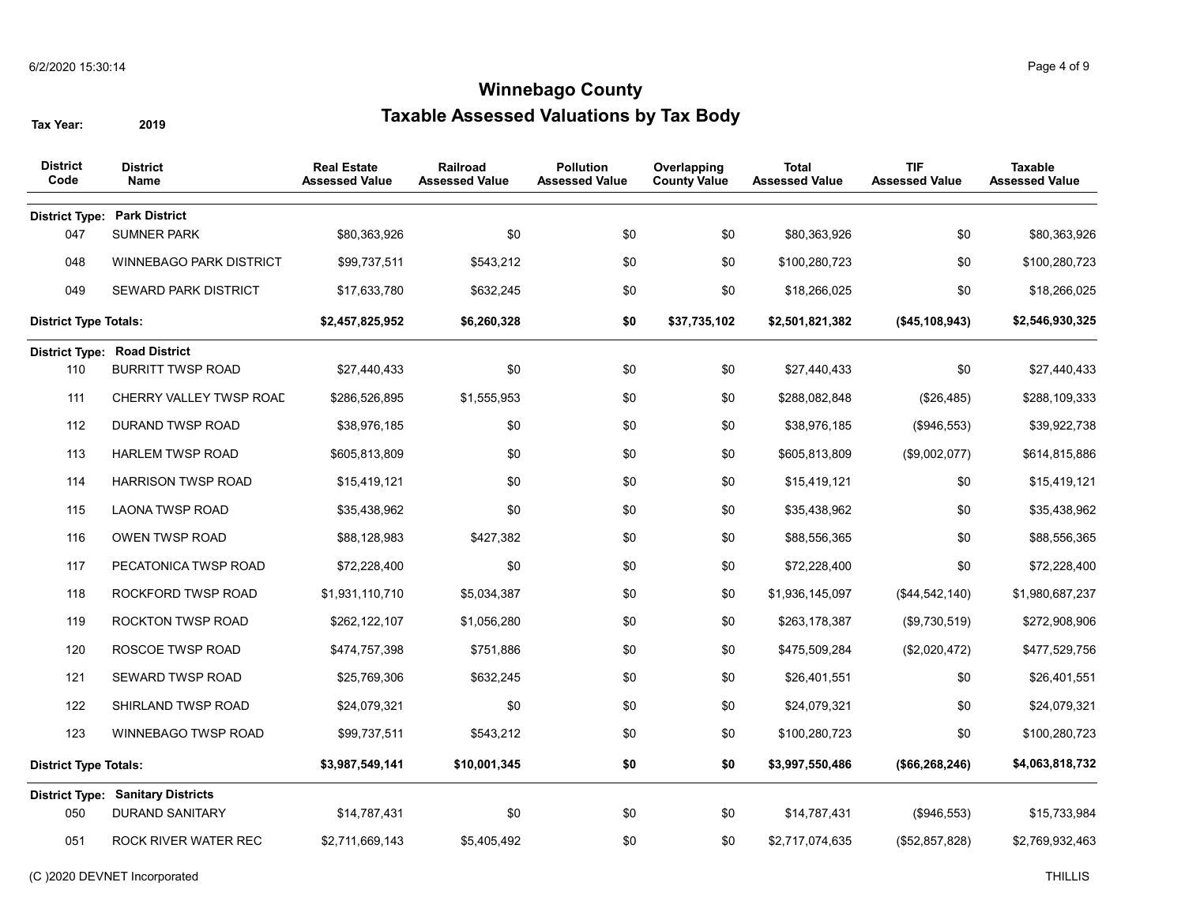# Winnebago County

## Taxable Assessed Valuations by Tax Body

**Tax Year:** 2019

| District Code | District Name | Real Estate Assessed Value | Railroad Assessed Value | Pollution Assessed Value | Overlapping County Value | Total Assessed Value | TIF Assessed Value | Taxable Assessed Value |
|---|---|---|---|---|---|---|---|---|
| **District Type:** | **Park District** | | | | | | | |
| 047 | SUMNER PARK | $80,363,926 | $0 | $0 | $0 | $80,363,926 | $0 | $80,363,926 |
| 048 | WINNEBAGO PARK DISTRICT | $99,737,511 | $543,212 | $0 | $0 | $100,280,723 | $0 | $100,280,723 |
| 049 | SEWARD PARK DISTRICT | $17,633,780 | $632,245 | $0 | $0 | $18,266,025 | $0 | $18,266,025 |
| **District Type Totals:** | | **$2,457,825,952** | **$6,260,328** | **$0** | **$37,735,102** | **$2,501,821,382** | **($45,108,943)** | **$2,546,930,325** |
| **District Type:** | **Road District** | | | | | | | |
| 110 | BURRITT TWSP ROAD | $27,440,433 | $0 | $0 | $0 | $27,440,433 | $0 | $27,440,433 |
| 111 | CHERRY VALLEY TWSP ROAD | $286,526,895 | $1,555,953 | $0 | $0 | $288,082,848 | ($26,485) | $288,109,333 |
| 112 | DURAND TWSP ROAD | $38,976,185 | $0 | $0 | $0 | $38,976,185 | ($946,553) | $39,922,738 |
| 113 | HARLEM TWSP ROAD | $605,813,809 | $0 | $0 | $0 | $605,813,809 | ($9,002,077) | $614,815,886 |
| 114 | HARRISON TWSP ROAD | $15,419,121 | $0 | $0 | $0 | $15,419,121 | $0 | $15,419,121 |
| 115 | LAONA TWSP ROAD | $35,438,962 | $0 | $0 | $0 | $35,438,962 | $0 | $35,438,962 |
| 116 | OWEN TWSP ROAD | $88,128,983 | $427,382 | $0 | $0 | $88,556,365 | $0 | $88,556,365 |
| 117 | PECATONICA TWSP ROAD | $72,228,400 | $0 | $0 | $0 | $72,228,400 | $0 | $72,228,400 |
| 118 | ROCKFORD TWSP ROAD | $1,931,110,710 | $5,034,387 | $0 | $0 | $1,936,145,097 | ($44,542,140) | $1,980,687,237 |
| 119 | ROCKTON TWSP ROAD | $262,122,107 | $1,056,280 | $0 | $0 | $263,178,387 | ($9,730,519) | $272,908,906 |
| 120 | ROSCOE TWSP ROAD | $474,757,398 | $751,886 | $0 | $0 | $475,509,284 | ($2,020,472) | $477,529,756 |
| 121 | SEWARD TWSP ROAD | $25,769,306 | $632,245 | $0 | $0 | $26,401,551 | $0 | $26,401,551 |
| 122 | SHIRLAND TWSP ROAD | $24,079,321 | $0 | $0 | $0 | $24,079,321 | $0 | $24,079,321 |
| 123 | WINNEBAGO TWSP ROAD | $99,737,511 | $543,212 | $0 | $0 | $100,280,723 | $0 | $100,280,723 |
| **District Type Totals:** | | **$3,987,549,141** | **$10,001,345** | **$0** | **$0** | **$3,997,550,486** | **($66,268,246)** | **$4,063,818,732** |
| **District Type:** | **Sanitary Districts** | | | | | | | |
| 050 | DURAND SANITARY | $14,787,431 | $0 | $0 | $0 | $14,787,431 | ($946,553) | $15,733,984 |
| 051 | ROCK RIVER WATER REC | $2,711,669,143 | $5,405,492 | $0 | $0 | $2,717,074,635 | ($52,857,828) | $2,769,932,463 |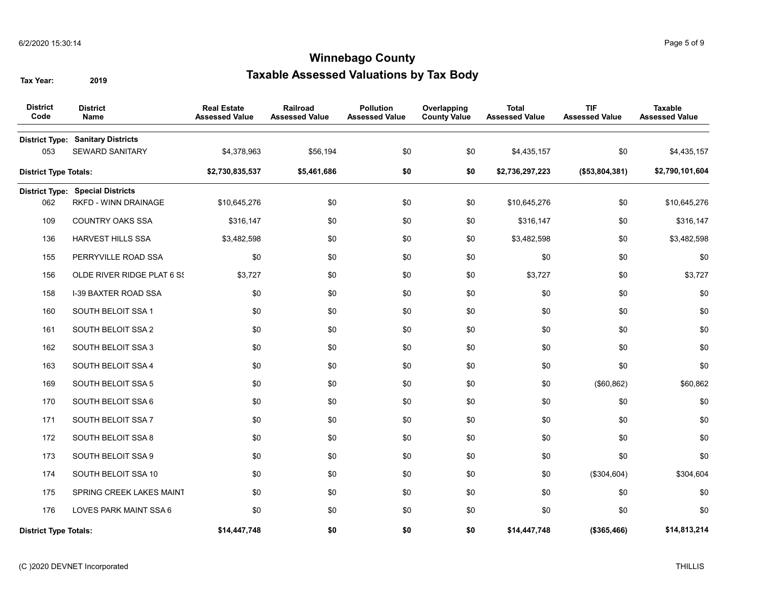# Winnebago County

## Taxable Assessed Valuations by Tax Body

**Tax Year:** 2019

| District Code | District Name | Real Estate Assessed Value | Railroad Assessed Value | Pollution Assessed Value | Overlapping County Value | Total Assessed Value | TIF Assessed Value | Taxable Assessed Value |
|---|---|---|---|---|---|---|---|---|
| **District Type:** | **Sanitary Districts** | | | | | | | |
| 053 | SEWARD SANITARY | $4,378,963 | $56,194 | $0 | $0 | $4,435,157 | $0 | $4,435,157 |
| **District Type Totals:** | | **$2,730,835,537** | **$5,461,686** | **$0** | **$0** | **$2,736,297,223** | **($53,804,381)** | **$2,790,101,604** |
| **District Type:** | **Special Districts** | | | | | | | |
| 062 | RKFD - WINN DRAINAGE | $10,645,276 | $0 | $0 | $0 | $10,645,276 | $0 | $10,645,276 |
| 109 | COUNTRY OAKS SSA | $316,147 | $0 | $0 | $0 | $316,147 | $0 | $316,147 |
| 136 | HARVEST HILLS SSA | $3,482,598 | $0 | $0 | $0 | $3,482,598 | $0 | $3,482,598 |
| 155 | PERRYVILLE ROAD SSA | $0 | $0 | $0 | $0 | $0 | $0 | $0 |
| 156 | OLDE RIVER RIDGE PLAT 6 SS | $3,727 | $0 | $0 | $0 | $3,727 | $0 | $3,727 |
| 158 | I-39 BAXTER ROAD SSA | $0 | $0 | $0 | $0 | $0 | $0 | $0 |
| 160 | SOUTH BELOIT SSA 1 | $0 | $0 | $0 | $0 | $0 | $0 | $0 |
| 161 | SOUTH BELOIT SSA 2 | $0 | $0 | $0 | $0 | $0 | $0 | $0 |
| 162 | SOUTH BELOIT SSA 3 | $0 | $0 | $0 | $0 | $0 | $0 | $0 |
| 163 | SOUTH BELOIT SSA 4 | $0 | $0 | $0 | $0 | $0 | $0 | $0 |
| 169 | SOUTH BELOIT SSA 5 | $0 | $0 | $0 | $0 | $0 | ($60,862) | $60,862 |
| 170 | SOUTH BELOIT SSA 6 | $0 | $0 | $0 | $0 | $0 | $0 | $0 |
| 171 | SOUTH BELOIT SSA 7 | $0 | $0 | $0 | $0 | $0 | $0 | $0 |
| 172 | SOUTH BELOIT SSA 8 | $0 | $0 | $0 | $0 | $0 | $0 | $0 |
| 173 | SOUTH BELOIT SSA 9 | $0 | $0 | $0 | $0 | $0 | $0 | $0 |
| 174 | SOUTH BELOIT SSA 10 | $0 | $0 | $0 | $0 | $0 | ($304,604) | $304,604 |
| 175 | SPRING CREEK LAKES MAINT | $0 | $0 | $0 | $0 | $0 | $0 | $0 |
| 176 | LOVES PARK MAINT SSA 6 | $0 | $0 | $0 | $0 | $0 | $0 | $0 |
| **District Type Totals:** | | **$14,447,748** | **$0** | **$0** | **$0** | **$14,447,748** | **($365,466)** | **$14,813,214** |

(C )2020 DEVNET Incorporated

THILLIS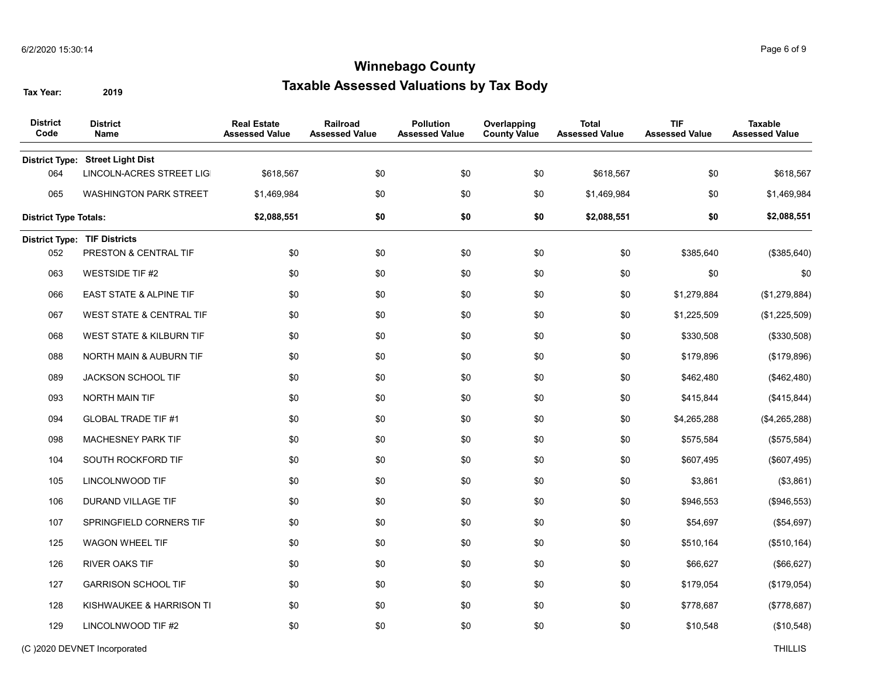# Winnebago County

## Taxable Assessed Valuations by Tax Body

**Tax Year:** 2019

| District Code | District Name | Real Estate Assessed Value | Railroad Assessed Value | Pollution Assessed Value | Overlapping County Value | Total Assessed Value | TIF Assessed Value | Taxable Assessed Value |
|---|---|---|---|---|---|---|---|---|
| **District Type:** | **Street Light Dist** | | | | | | | |
| 064 | LINCOLN-ACRES STREET LIG | $618,567 | $0 | $0 | $0 | $618,567 | $0 | $618,567 |
| 065 | WASHINGTON PARK STREET | $1,469,984 | $0 | $0 | $0 | $1,469,984 | $0 | $1,469,984 |
| **District Type Totals:** | | **$2,088,551** | **$0** | **$0** | **$0** | **$2,088,551** | **$0** | **$2,088,551** |
| **District Type:** | **TIF Districts** | | | | | | | |
| 052 | PRESTON & CENTRAL TIF | $0 | $0 | $0 | $0 | $0 | $385,640 | ($385,640) |
| 063 | WESTSIDE TIF #2 | $0 | $0 | $0 | $0 | $0 | $0 | $0 |
| 066 | EAST STATE & ALPINE TIF | $0 | $0 | $0 | $0 | $0 | $1,279,884 | ($1,279,884) |
| 067 | WEST STATE & CENTRAL TIF | $0 | $0 | $0 | $0 | $0 | $1,225,509 | ($1,225,509) |
| 068 | WEST STATE & KILBURN TIF | $0 | $0 | $0 | $0 | $0 | $330,508 | ($330,508) |
| 088 | NORTH MAIN & AUBURN TIF | $0 | $0 | $0 | $0 | $0 | $179,896 | ($179,896) |
| 089 | JACKSON SCHOOL TIF | $0 | $0 | $0 | $0 | $0 | $462,480 | ($462,480) |
| 093 | NORTH MAIN TIF | $0 | $0 | $0 | $0 | $0 | $415,844 | ($415,844) |
| 094 | GLOBAL TRADE TIF #1 | $0 | $0 | $0 | $0 | $0 | $4,265,288 | ($4,265,288) |
| 098 | MACHESNEY PARK TIF | $0 | $0 | $0 | $0 | $0 | $575,584 | ($575,584) |
| 104 | SOUTH ROCKFORD TIF | $0 | $0 | $0 | $0 | $0 | $607,495 | ($607,495) |
| 105 | LINCOLNWOOD TIF | $0 | $0 | $0 | $0 | $0 | $3,861 | ($3,861) |
| 106 | DURAND VILLAGE TIF | $0 | $0 | $0 | $0 | $0 | $946,553 | ($946,553) |
| 107 | SPRINGFIELD CORNERS TIF | $0 | $0 | $0 | $0 | $0 | $54,697 | ($54,697) |
| 125 | WAGON WHEEL TIF | $0 | $0 | $0 | $0 | $0 | $510,164 | ($510,164) |
| 126 | RIVER OAKS TIF | $0 | $0 | $0 | $0 | $0 | $66,627 | ($66,627) |
| 127 | GARRISON SCHOOL TIF | $0 | $0 | $0 | $0 | $0 | $179,054 | ($179,054) |
| 128 | KISHWAUKEE & HARRISON TI | $0 | $0 | $0 | $0 | $0 | $778,687 | ($778,687) |
| 129 | LINCOLNWOOD TIF #2 | $0 | $0 | $0 | $0 | $0 | $10,548 | ($10,548) |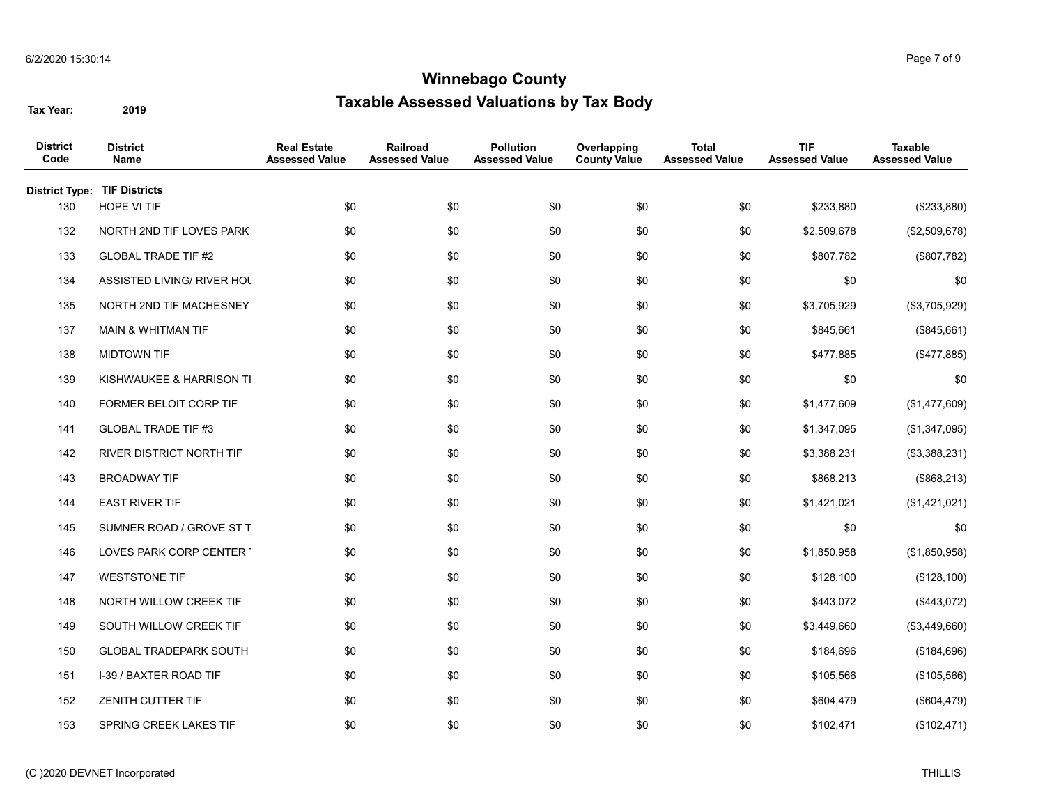# Winnebago County

## Taxable Assessed Valuations by Tax Body

**Tax Year:** 2019

| District Code | District Name | Real Estate Assessed Value | Railroad Assessed Value | Pollution Assessed Value | Overlapping County Value | Total Assessed Value | TIF Assessed Value | Taxable Assessed Value |
|---|---|---|---|---|---|---|---|---|
| **District Type:** | **TIF Districts** | | | | | | | |
| 130 | HOPE VI TIF | $0 | $0 | $0 | $0 | $0 | $233,880 | ($233,880) |
| 132 | NORTH 2ND TIF LOVES PARK | $0 | $0 | $0 | $0 | $0 | $2,509,678 | ($2,509,678) |
| 133 | GLOBAL TRADE TIF #2 | $0 | $0 | $0 | $0 | $0 | $807,782 | ($807,782) |
| 134 | ASSISTED LIVING/ RIVER HOU | $0 | $0 | $0 | $0 | $0 | $0 | $0 |
| 135 | NORTH 2ND TIF MACHESNEY | $0 | $0 | $0 | $0 | $0 | $3,705,929 | ($3,705,929) |
| 137 | MAIN & WHITMAN TIF | $0 | $0 | $0 | $0 | $0 | $845,661 | ($845,661) |
| 138 | MIDTOWN TIF | $0 | $0 | $0 | $0 | $0 | $477,885 | ($477,885) |
| 139 | KISHWAUKEE & HARRISON TI | $0 | $0 | $0 | $0 | $0 | $0 | $0 |
| 140 | FORMER BELOIT CORP TIF | $0 | $0 | $0 | $0 | $0 | $1,477,609 | ($1,477,609) |
| 141 | GLOBAL TRADE TIF #3 | $0 | $0 | $0 | $0 | $0 | $1,347,095 | ($1,347,095) |
| 142 | RIVER DISTRICT NORTH TIF | $0 | $0 | $0 | $0 | $0 | $3,388,231 | ($3,388,231) |
| 143 | BROADWAY TIF | $0 | $0 | $0 | $0 | $0 | $868,213 | ($868,213) |
| 144 | EAST RIVER TIF | $0 | $0 | $0 | $0 | $0 | $1,421,021 | ($1,421,021) |
| 145 | SUMNER ROAD / GROVE ST T | $0 | $0 | $0 | $0 | $0 | $0 | $0 |
| 146 | LOVES PARK CORP CENTER T | $0 | $0 | $0 | $0 | $0 | $1,850,958 | ($1,850,958) |
| 147 | WESTSTONE TIF | $0 | $0 | $0 | $0 | $0 | $128,100 | ($128,100) |
| 148 | NORTH WILLOW CREEK TIF | $0 | $0 | $0 | $0 | $0 | $443,072 | ($443,072) |
| 149 | SOUTH WILLOW CREEK TIF | $0 | $0 | $0 | $0 | $0 | $3,449,660 | ($3,449,660) |
| 150 | GLOBAL TRADEPARK SOUTH | $0 | $0 | $0 | $0 | $0 | $184,696 | ($184,696) |
| 151 | I-39 / BAXTER ROAD TIF | $0 | $0 | $0 | $0 | $0 | $105,566 | ($105,566) |
| 152 | ZENITH CUTTER TIF | $0 | $0 | $0 | $0 | $0 | $604,479 | ($604,479) |
| 153 | SPRING CREEK LAKES TIF | $0 | $0 | $0 | $0 | $0 | $102,471 | ($102,471) |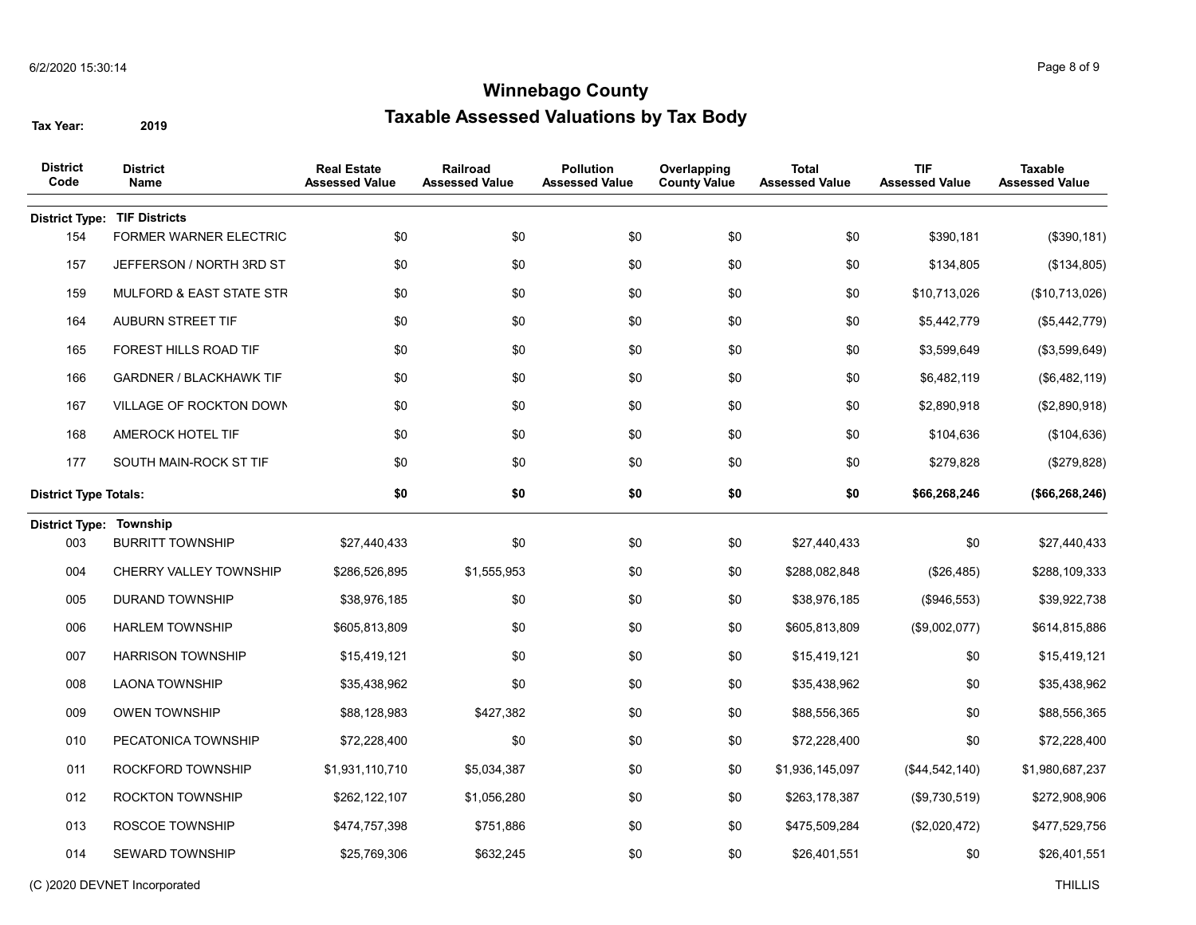# Winnebago County

## Taxable Assessed Valuations by Tax Body

**Tax Year:** 2019

| District Code | District Name | Real Estate Assessed Value | Railroad Assessed Value | Pollution Assessed Value | Overlapping County Value | Total Assessed Value | TIF Assessed Value | Taxable Assessed Value |
|---|---|---|---|---|---|---|---|---|
| **District Type: TIF Districts** | | | | | | | | |
| 154 | FORMER WARNER ELECTRIC | $0 | $0 | $0 | $0 | $0 | $390,181 | ($390,181) |
| 157 | JEFFERSON / NORTH 3RD ST | $0 | $0 | $0 | $0 | $0 | $134,805 | ($134,805) |
| 159 | MULFORD & EAST STATE STR | $0 | $0 | $0 | $0 | $0 | $10,713,026 | ($10,713,026) |
| 164 | AUBURN STREET TIF | $0 | $0 | $0 | $0 | $0 | $5,442,779 | ($5,442,779) |
| 165 | FOREST HILLS ROAD TIF | $0 | $0 | $0 | $0 | $0 | $3,599,649 | ($3,599,649) |
| 166 | GARDNER / BLACKHAWK TIF | $0 | $0 | $0 | $0 | $0 | $6,482,119 | ($6,482,119) |
| 167 | VILLAGE OF ROCKTON DOWN | $0 | $0 | $0 | $0 | $0 | $2,890,918 | ($2,890,918) |
| 168 | AMEROCK HOTEL TIF | $0 | $0 | $0 | $0 | $0 | $104,636 | ($104,636) |
| 177 | SOUTH MAIN-ROCK ST TIF | $0 | $0 | $0 | $0 | $0 | $279,828 | ($279,828) |
| **District Type Totals:** | | **$0** | **$0** | **$0** | **$0** | **$0** | **$66,268,246** | **($66,268,246)** |
| **District Type: Township** | | | | | | | | |
| 003 | BURRITT TOWNSHIP | $27,440,433 | $0 | $0 | $0 | $27,440,433 | $0 | $27,440,433 |
| 004 | CHERRY VALLEY TOWNSHIP | $286,526,895 | $1,555,953 | $0 | $0 | $288,082,848 | ($26,485) | $288,109,333 |
| 005 | DURAND TOWNSHIP | $38,976,185 | $0 | $0 | $0 | $38,976,185 | ($946,553) | $39,922,738 |
| 006 | HARLEM TOWNSHIP | $605,813,809 | $0 | $0 | $0 | $605,813,809 | ($9,002,077) | $614,815,886 |
| 007 | HARRISON TOWNSHIP | $15,419,121 | $0 | $0 | $0 | $15,419,121 | $0 | $15,419,121 |
| 008 | LAONA TOWNSHIP | $35,438,962 | $0 | $0 | $0 | $35,438,962 | $0 | $35,438,962 |
| 009 | OWEN TOWNSHIP | $88,128,983 | $427,382 | $0 | $0 | $88,556,365 | $0 | $88,556,365 |
| 010 | PECATONICA TOWNSHIP | $72,228,400 | $0 | $0 | $0 | $72,228,400 | $0 | $72,228,400 |
| 011 | ROCKFORD TOWNSHIP | $1,931,110,710 | $5,034,387 | $0 | $0 | $1,936,145,097 | ($44,542,140) | $1,980,687,237 |
| 012 | ROCKTON TOWNSHIP | $262,122,107 | $1,056,280 | $0 | $0 | $263,178,387 | ($9,730,519) | $272,908,906 |
| 013 | ROSCOE TOWNSHIP | $474,757,398 | $751,886 | $0 | $0 | $475,509,284 | ($2,020,472) | $477,529,756 |
| 014 | SEWARD TOWNSHIP | $25,769,306 | $632,245 | $0 | $0 | $26,401,551 | $0 | $26,401,551 |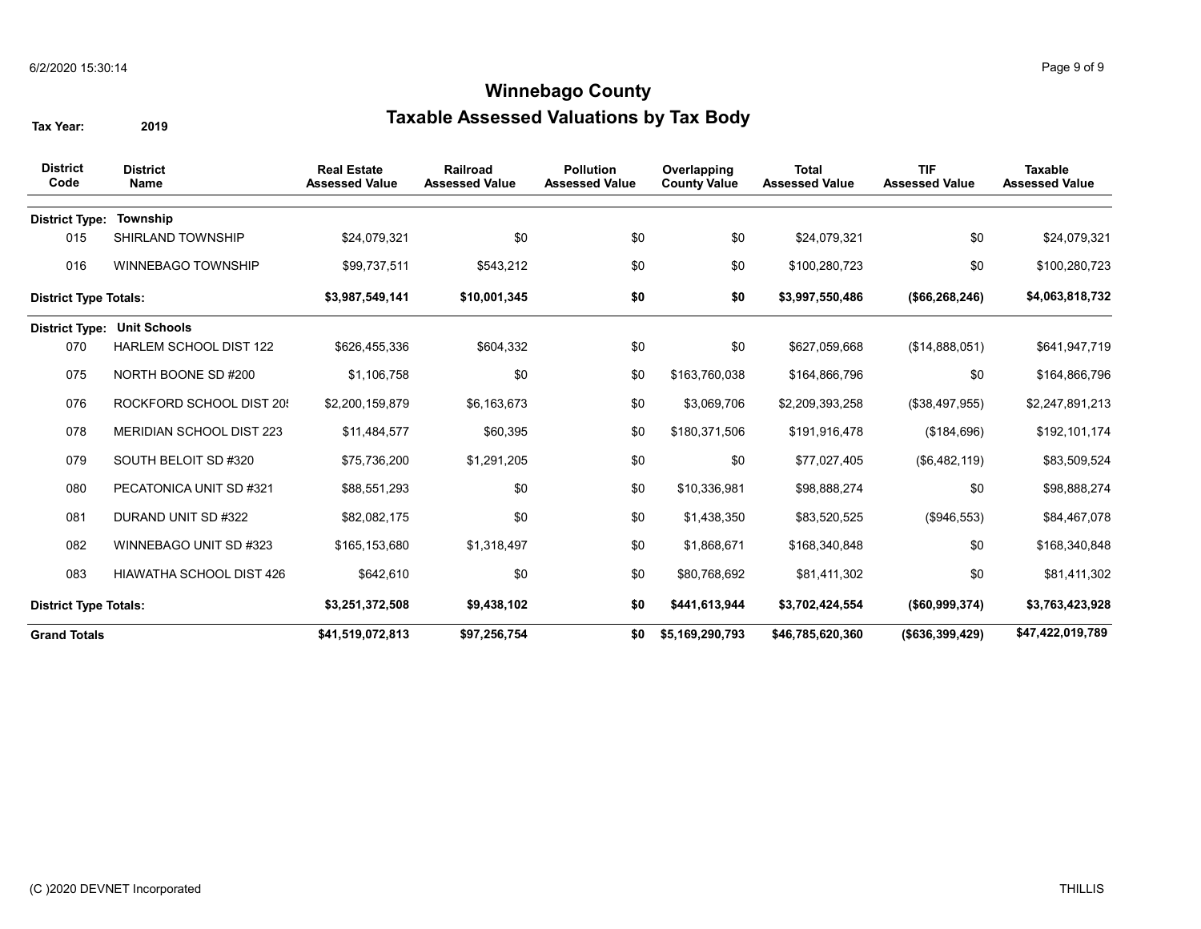# Winnebago County

## Taxable Assessed Valuations by Tax Body

**Tax Year:** 2019

| District Code | District Name | Real Estate Assessed Value | Railroad Assessed Value | Pollution Assessed Value | Overlapping County Value | Total Assessed Value | TIF Assessed Value | Taxable Assessed Value |
|---|---|---|---|---|---|---|---|---|
| **District Type:** | **Township** | | | | | | | |
| 015 | SHIRLAND TOWNSHIP | $24,079,321 | $0 | $0 | $0 | $24,079,321 | $0 | $24,079,321 |
| 016 | WINNEBAGO TOWNSHIP | $99,737,511 | $543,212 | $0 | $0 | $100,280,723 | $0 | $100,280,723 |
| **District Type Totals:** | | **$3,987,549,141** | **$10,001,345** | **$0** | **$0** | **$3,997,550,486** | **($66,268,246)** | **$4,063,818,732** |
| **District Type:** | **Unit Schools** | | | | | | | |
| 070 | HARLEM SCHOOL DIST 122 | $626,455,336 | $604,332 | $0 | $0 | $627,059,668 | ($14,888,051) | $641,947,719 |
| 075 | NORTH BOONE SD #200 | $1,106,758 | $0 | $0 | $163,760,038 | $164,866,796 | $0 | $164,866,796 |
| 076 | ROCKFORD SCHOOL DIST 20! | $2,200,159,879 | $6,163,673 | $0 | $3,069,706 | $2,209,393,258 | ($38,497,955) | $2,247,891,213 |
| 078 | MERIDIAN SCHOOL DIST 223 | $11,484,577 | $60,395 | $0 | $180,371,506 | $191,916,478 | ($184,696) | $192,101,174 |
| 079 | SOUTH BELOIT SD #320 | $75,736,200 | $1,291,205 | $0 | $0 | $77,027,405 | ($6,482,119) | $83,509,524 |
| 080 | PECATONICA UNIT SD #321 | $88,551,293 | $0 | $0 | $10,336,981 | $98,888,274 | $0 | $98,888,274 |
| 081 | DURAND UNIT SD #322 | $82,082,175 | $0 | $0 | $1,438,350 | $83,520,525 | ($946,553) | $84,467,078 |
| 082 | WINNEBAGO UNIT SD #323 | $165,153,680 | $1,318,497 | $0 | $1,868,671 | $168,340,848 | $0 | $168,340,848 |
| 083 | HIAWATHA SCHOOL DIST 426 | $642,610 | $0 | $0 | $80,768,692 | $81,411,302 | $0 | $81,411,302 |
| **District Type Totals:** | | **$3,251,372,508** | **$9,438,102** | **$0** | **$441,613,944** | **$3,702,424,554** | **($60,999,374)** | **$3,763,423,928** |
| **Grand Totals** | | **$41,519,072,813** | **$97,256,754** | **$0** | **$5,169,290,793** | **$46,785,620,360** | **($636,399,429)** | **$47,422,019,789** |